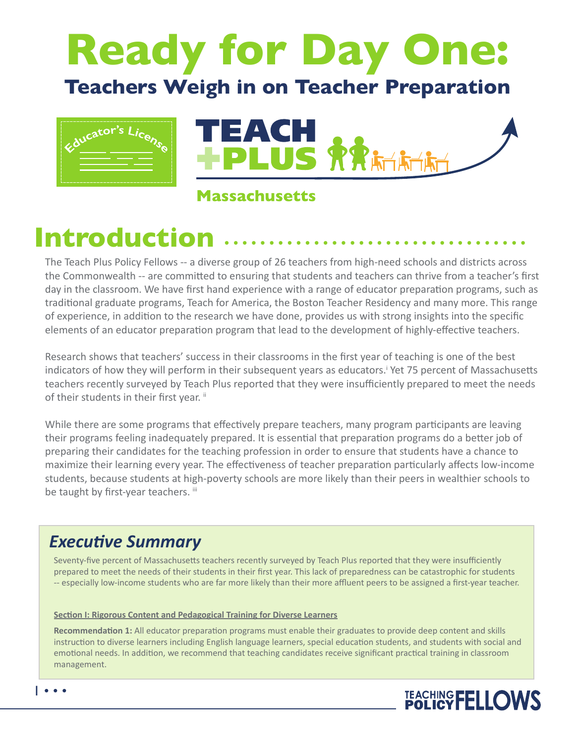# Ready for Day One:

## Teachers Weigh in on Teacher Preparation

TEACH PLUS

Massachusetts

## Introduction

The Teach Plus Policy Fellows -- a diverse group of 26 teachers from high-need schools and districts across the Commonwealth -- are committed to ensuring that students and teachers can thrive from a teacher's first day in the classroom. We have first hand experience with a range of educator preparation programs, such as traditional graduate programs, Teach for America, the Boston Teacher Residency and many more. This range of experience, in addition to the research we have done, provides us with strong insights into the specific elements of an educator preparation program that lead to the development of highly-effective teachers.

Research shows that teachers' success in their classrooms in the first year of teaching is one of the best indicators of how they will perform in their subsequent years as educators.[i] Yet 75 percent of Massachusetts teachers recently surveyed by Teach Plus reported that they were insufficiently prepared to meet the needs of their students in their first year. [ii]

While there are some programs that effectively prepare teachers, many program participants are leaving their programs feeling inadequately prepared. It is essential that preparation programs do a better job of preparing their candidates for the teaching profession in order to ensure that students have a chance to maximize their learning every year. The effectiveness of teacher preparation particularly affects low-income students, because students at high-poverty schools are more likely than their peers in wealthier schools to be taught by first-year teachers. [iii]

### *Executive Summary*

Seventy-five percent of Massachusetts teachers recently surveyed by Teach Plus reported that they were insufficiently prepared to meet the needs of their students in their first year. This lack of preparedness can be catastrophic for students -- especially low-income students who are far more likely than their more affluent peers to be assigned a first-year teacher.

**Section I: Rigorous Content and Pedagogical Training for Diverse Learners**

**Recommendation 1:** All educator preparation programs must enable their graduates to provide deep content and skills instruction to diverse learners including English language learners, special education students, and students with social and emotional needs. In addition, we recommend that teaching candidates receive significant practical training in classroom management.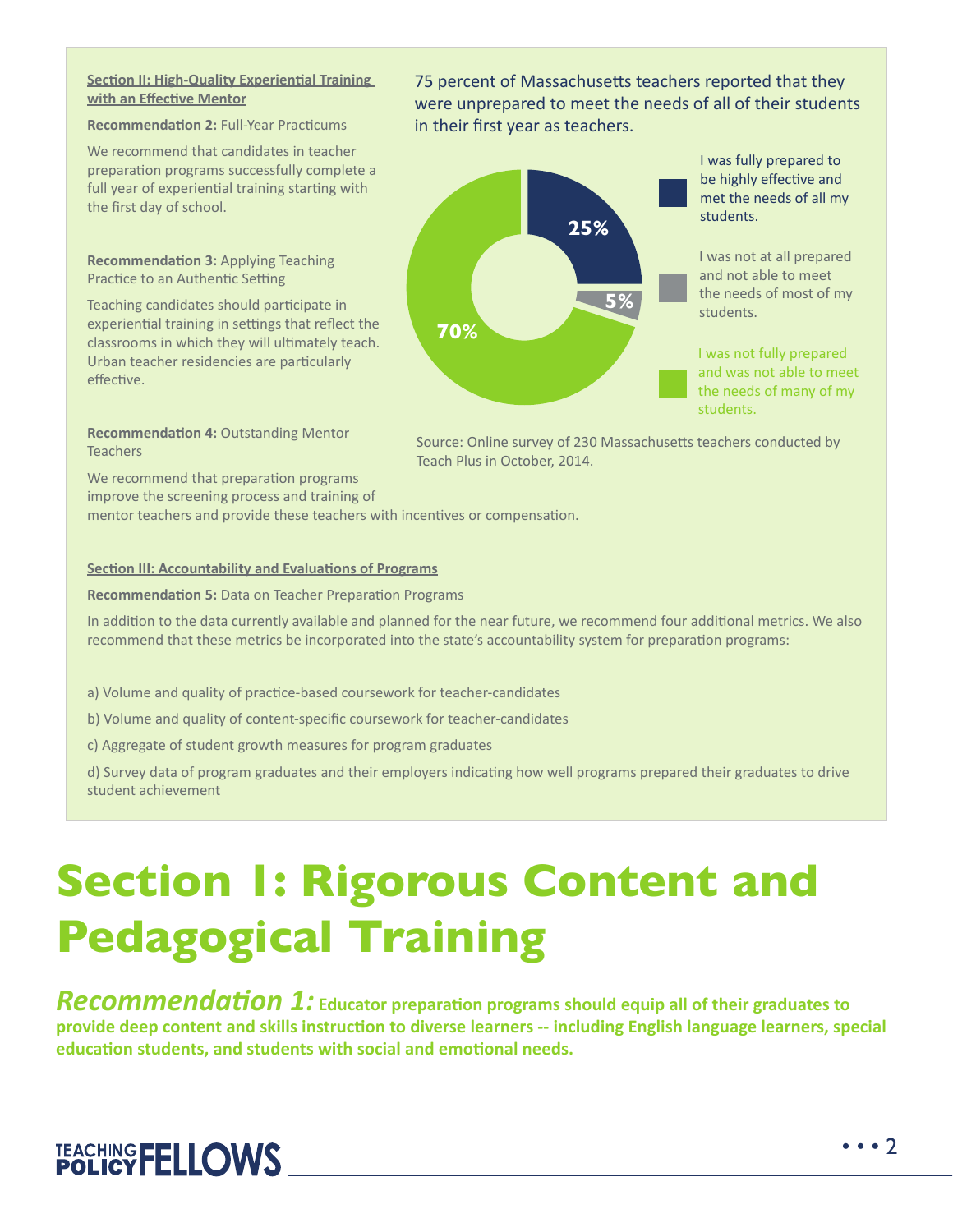**Section II: High-Quality Experiential Training with an Effective Mentor**

**Recommendation 2:** Full-Year Practicums

We recommend that candidates in teacher preparation programs successfully complete a full year of experiential training starting with the first day of school.

**Recommendation 3:** Applying Teaching Practice to an Authentic Setting

Teaching candidates should participate in experiential training in settings that reflect the classrooms in which they will ultimately teach. Urban teacher residencies are particularly effective.

**Recommendation 4:** Outstanding Mentor Teachers

We recommend that preparation programs improve the screening process and training of mentor teachers and provide these teachers with incentives or compensation.

75 percent of Massachusetts teachers reported that they were unprepared to meet the needs of all of their students in their first year as teachers.

| Response | Percent |
|---|---|
| I was fully prepared to be highly effective and met the needs of all my students. | 25% |
| I was not at all prepared and not able to meet the needs of most of my students. | 5% |
| I was not fully prepared and was not able to meet the needs of many of my students. | 70% |

Source: Online survey of 230 Massachusetts teachers conducted by Teach Plus in October, 2014.

**Section III: Accountability and Evaluations of Programs**

**Recommendation 5:** Data on Teacher Preparation Programs

In addition to the data currently available and planned for the near future, we recommend four additional metrics. We also recommend that these metrics be incorporated into the state's accountability system for preparation programs:

a) Volume and quality of practice-based coursework for teacher-candidates

b) Volume and quality of content-specific coursework for teacher-candidates

c) Aggregate of student growth measures for program graduates

d) Survey data of program graduates and their employers indicating how well programs prepared their graduates to drive student achievement

# Section I: Rigorous Content and Pedagogical Training

***Recommendation 1:*** **Educator preparation programs should equip all of their graduates to provide deep content and skills instruction to diverse learners -- including English language learners, special education students, and students with social and emotional needs.**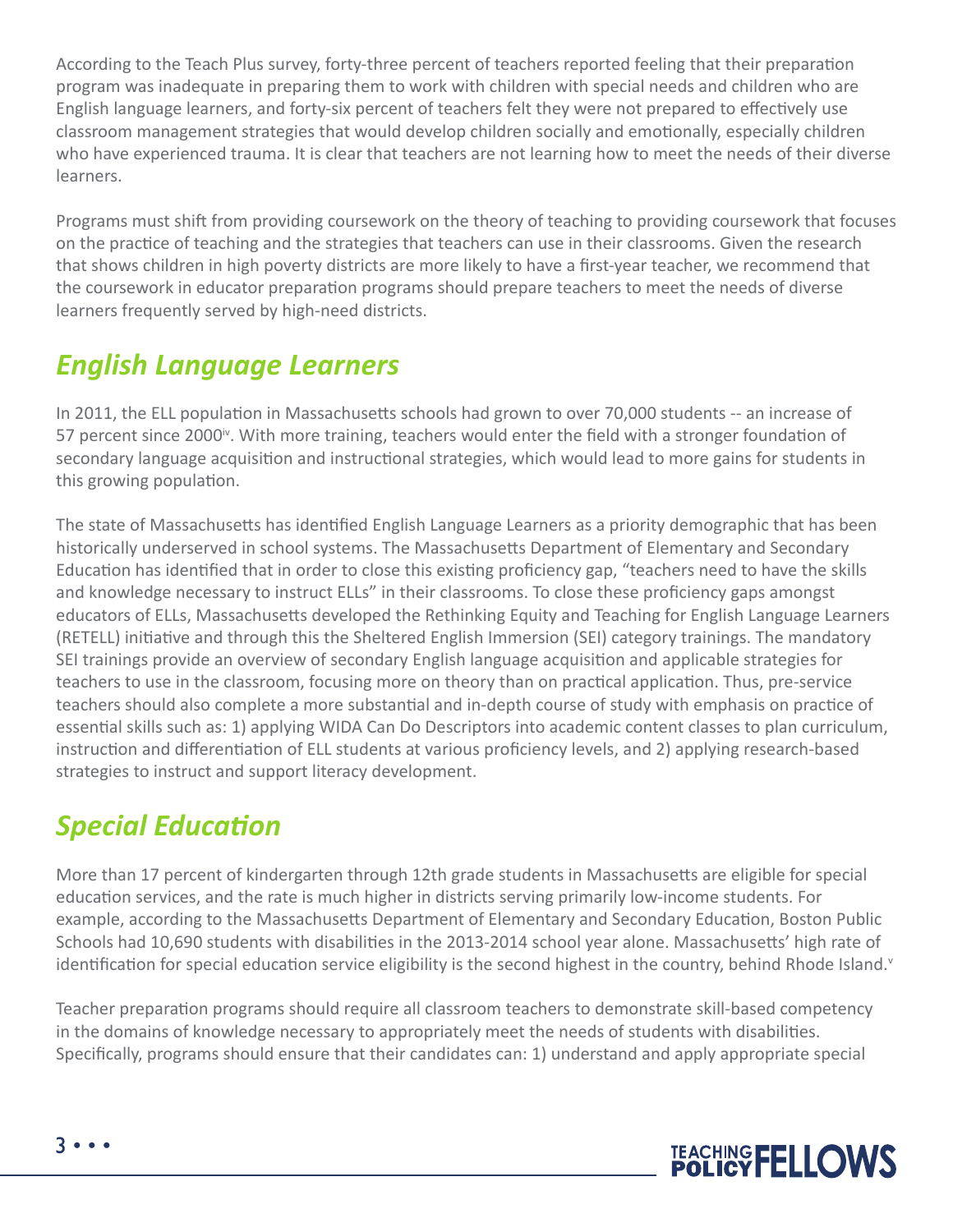According to the Teach Plus survey, forty-three percent of teachers reported feeling that their preparation program was inadequate in preparing them to work with children with special needs and children who are English language learners, and forty-six percent of teachers felt they were not prepared to effectively use classroom management strategies that would develop children socially and emotionally, especially children who have experienced trauma. It is clear that teachers are not learning how to meet the needs of their diverse learners.

Programs must shift from providing coursework on the theory of teaching to providing coursework that focuses on the practice of teaching and the strategies that teachers can use in their classrooms. Given the research that shows children in high poverty districts are more likely to have a first-year teacher, we recommend that the coursework in educator preparation programs should prepare teachers to meet the needs of diverse learners frequently served by high-need districts.

## *English Language Learners*

In 2011, the ELL population in Massachusetts schools had grown to over 70,000 students -- an increase of 57 percent since 2000[iv]. With more training, teachers would enter the field with a stronger foundation of secondary language acquisition and instructional strategies, which would lead to more gains for students in this growing population.

The state of Massachusetts has identified English Language Learners as a priority demographic that has been historically underserved in school systems. The Massachusetts Department of Elementary and Secondary Education has identified that in order to close this existing proficiency gap, "teachers need to have the skills and knowledge necessary to instruct ELLs" in their classrooms. To close these proficiency gaps amongst educators of ELLs, Massachusetts developed the Rethinking Equity and Teaching for English Language Learners (RETELL) initiative and through this the Sheltered English Immersion (SEI) category trainings. The mandatory SEI trainings provide an overview of secondary English language acquisition and applicable strategies for teachers to use in the classroom, focusing more on theory than on practical application. Thus, pre-service teachers should also complete a more substantial and in-depth course of study with emphasis on practice of essential skills such as: 1) applying WIDA Can Do Descriptors into academic content classes to plan curriculum, instruction and differentiation of ELL students at various proficiency levels, and 2) applying research-based strategies to instruct and support literacy development.

## *Special Education*

More than 17 percent of kindergarten through 12th grade students in Massachusetts are eligible for special education services, and the rate is much higher in districts serving primarily low-income students. For example, according to the Massachusetts Department of Elementary and Secondary Education, Boston Public Schools had 10,690 students with disabilities in the 2013-2014 school year alone. Massachusetts' high rate of identification for special education service eligibility is the second highest in the country, behind Rhode Island.[v]

Teacher preparation programs should require all classroom teachers to demonstrate skill-based competency in the domains of knowledge necessary to appropriately meet the needs of students with disabilities. Specifically, programs should ensure that their candidates can: 1) understand and apply appropriate special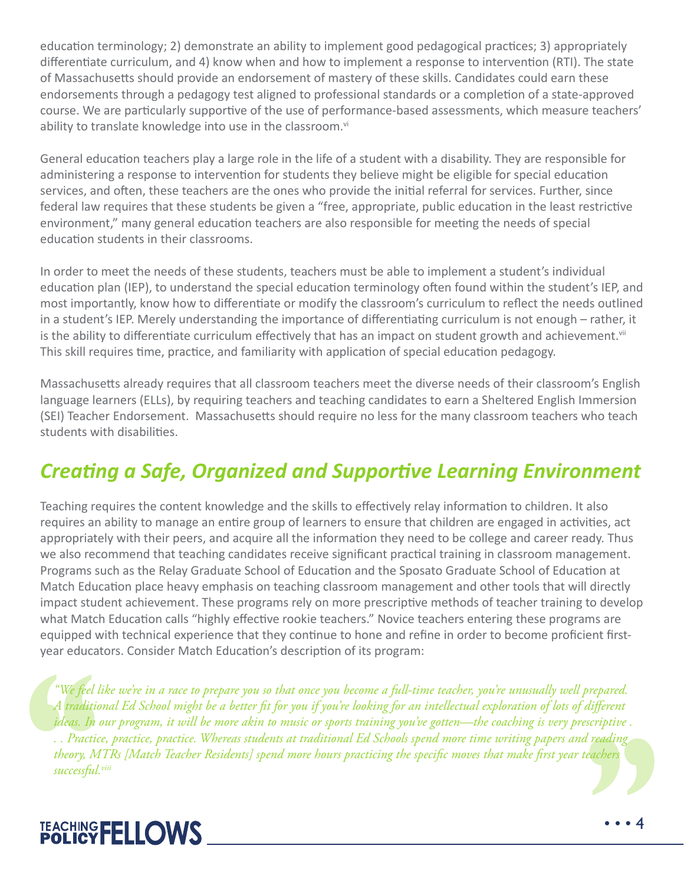education terminology; 2) demonstrate an ability to implement good pedagogical practices; 3) appropriately differentiate curriculum, and 4) know when and how to implement a response to intervention (RTI). The state of Massachusetts should provide an endorsement of mastery of these skills. Candidates could earn these endorsements through a pedagogy test aligned to professional standards or a completion of a state-approved course. We are particularly supportive of the use of performance-based assessments, which measure teachers' ability to translate knowledge into use in the classroom.[vi]

General education teachers play a large role in the life of a student with a disability. They are responsible for administering a response to intervention for students they believe might be eligible for special education services, and often, these teachers are the ones who provide the initial referral for services. Further, since federal law requires that these students be given a "free, appropriate, public education in the least restrictive environment," many general education teachers are also responsible for meeting the needs of special education students in their classrooms.

In order to meet the needs of these students, teachers must be able to implement a student's individual education plan (IEP), to understand the special education terminology often found within the student's IEP, and most importantly, know how to differentiate or modify the classroom's curriculum to reflect the needs outlined in a student's IEP. Merely understanding the importance of differentiating curriculum is not enough – rather, it is the ability to differentiate curriculum effectively that has an impact on student growth and achievement.[vii] This skill requires time, practice, and familiarity with application of special education pedagogy.

Massachusetts already requires that all classroom teachers meet the diverse needs of their classroom's English language learners (ELLs), by requiring teachers and teaching candidates to earn a Sheltered English Immersion (SEI) Teacher Endorsement. Massachusetts should require no less for the many classroom teachers who teach students with disabilities.

## *Creating a Safe, Organized and Supportive Learning Environment*

Teaching requires the content knowledge and the skills to effectively relay information to children. It also requires an ability to manage an entire group of learners to ensure that children are engaged in activities, act appropriately with their peers, and acquire all the information they need to be college and career ready. Thus we also recommend that teaching candidates receive significant practical training in classroom management. Programs such as the Relay Graduate School of Education and the Sposato Graduate School of Education at Match Education place heavy emphasis on teaching classroom management and other tools that will directly impact student achievement. These programs rely on more prescriptive methods of teacher training to develop what Match Education calls "highly effective rookie teachers." Novice teachers entering these programs are equipped with technical experience that they continue to hone and refine in order to become proficient first-year educators. Consider Match Education's description of its program:

> *"We feel like we're in a race to prepare you so that once you become a full-time teacher, you're unusually well prepared. A traditional Ed School might be a better fit for you if you're looking for an intellectual exploration of lots of different ideas. In our program, it will be more akin to music or sports training you've gotten—the coaching is very prescriptive . . . Practice, practice, practice. Whereas students at traditional Ed Schools spend more time writing papers and reading theory, MTRs [Match Teacher Residents] spend more hours practicing the specific moves that make first year teachers successful.*[viii]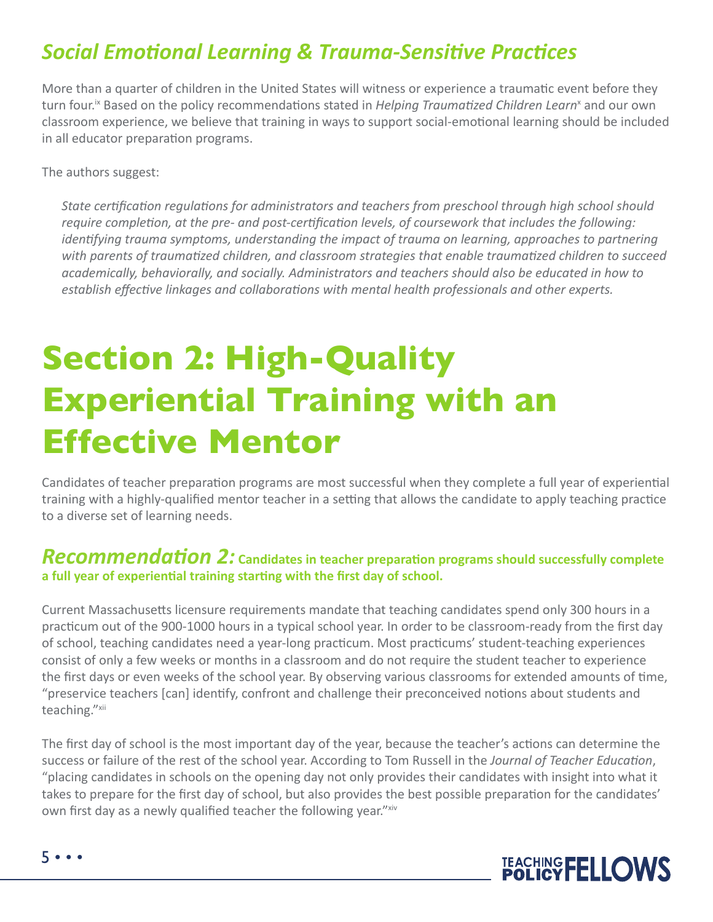### *Social Emotional Learning & Trauma-Sensitive Practices*

More than a quarter of children in the United States will witness or experience a traumatic event before they turn four.[ix] Based on the policy recommendations stated in *Helping Traumatized Children Learn*[x] and our own classroom experience, we believe that training in ways to support social-emotional learning should be included in all educator preparation programs.

The authors suggest:

> *State certification regulations for administrators and teachers from preschool through high school should require completion, at the pre- and post-certification levels, of coursework that includes the following: identifying trauma symptoms, understanding the impact of trauma on learning, approaches to partnering with parents of traumatized children, and classroom strategies that enable traumatized children to succeed academically, behaviorally, and socially. Administrators and teachers should also be educated in how to establish effective linkages and collaborations with mental health professionals and other experts.*

# Section 2: High-Quality Experiential Training with an Effective Mentor

Candidates of teacher preparation programs are most successful when they complete a full year of experiential training with a highly-qualified mentor teacher in a setting that allows the candidate to apply teaching practice to a diverse set of learning needs.

### *Recommendation 2:* **Candidates in teacher preparation programs should successfully complete a full year of experiential training starting with the first day of school.**

Current Massachusetts licensure requirements mandate that teaching candidates spend only 300 hours in a practicum out of the 900-1000 hours in a typical school year. In order to be classroom-ready from the first day of school, teaching candidates need a year-long practicum. Most practicums' student-teaching experiences consist of only a few weeks or months in a classroom and do not require the student teacher to experience the first days or even weeks of the school year. By observing various classrooms for extended amounts of time, "preservice teachers [can] identify, confront and challenge their preconceived notions about students and teaching."[xii]

The first day of school is the most important day of the year, because the teacher's actions can determine the success or failure of the rest of the school year. According to Tom Russell in the *Journal of Teacher Education*, "placing candidates in schools on the opening day not only provides their candidates with insight into what it takes to prepare for the first day of school, but also provides the best possible preparation for the candidates' own first day as a newly qualified teacher the following year."[xiv]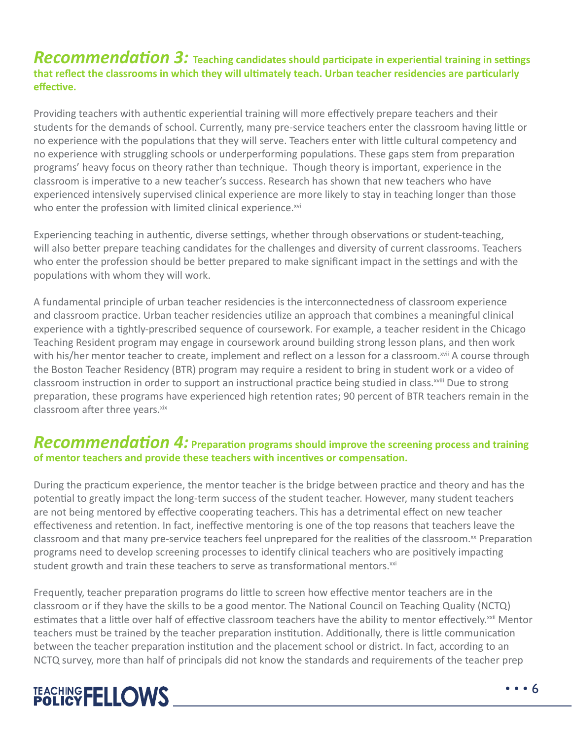## *Recommendation 3:* **Teaching candidates should participate in experiential training in settings that reflect the classrooms in which they will ultimately teach. Urban teacher residencies are particularly effective.**

Providing teachers with authentic experiential training will more effectively prepare teachers and their students for the demands of school. Currently, many pre-service teachers enter the classroom having little or no experience with the populations that they will serve. Teachers enter with little cultural competency and no experience with struggling schools or underperforming populations. These gaps stem from preparation programs' heavy focus on theory rather than technique. Though theory is important, experience in the classroom is imperative to a new teacher's success. Research has shown that new teachers who have experienced intensively supervised clinical experience are more likely to stay in teaching longer than those who enter the profession with limited clinical experience.[xvi]

Experiencing teaching in authentic, diverse settings, whether through observations or student-teaching, will also better prepare teaching candidates for the challenges and diversity of current classrooms. Teachers who enter the profession should be better prepared to make significant impact in the settings and with the populations with whom they will work.

A fundamental principle of urban teacher residencies is the interconnectedness of classroom experience and classroom practice. Urban teacher residencies utilize an approach that combines a meaningful clinical experience with a tightly-prescribed sequence of coursework. For example, a teacher resident in the Chicago Teaching Resident program may engage in coursework around building strong lesson plans, and then work with his/her mentor teacher to create, implement and reflect on a lesson for a classroom.[xvii] A course through the Boston Teacher Residency (BTR) program may require a resident to bring in student work or a video of classroom instruction in order to support an instructional practice being studied in class.[xviii] Due to strong preparation, these programs have experienced high retention rates; 90 percent of BTR teachers remain in the classroom after three years.[xix]

## *Recommendation 4:* **Preparation programs should improve the screening process and training of mentor teachers and provide these teachers with incentives or compensation.**

During the practicum experience, the mentor teacher is the bridge between practice and theory and has the potential to greatly impact the long-term success of the student teacher. However, many student teachers are not being mentored by effective cooperating teachers. This has a detrimental effect on new teacher effectiveness and retention. In fact, ineffective mentoring is one of the top reasons that teachers leave the classroom and that many pre-service teachers feel unprepared for the realities of the classroom.[xx] Preparation programs need to develop screening processes to identify clinical teachers who are positively impacting student growth and train these teachers to serve as transformational mentors.[xxi]

Frequently, teacher preparation programs do little to screen how effective mentor teachers are in the classroom or if they have the skills to be a good mentor. The National Council on Teaching Quality (NCTQ) estimates that a little over half of effective classroom teachers have the ability to mentor effectively.[xxii] Mentor teachers must be trained by the teacher preparation institution. Additionally, there is little communication between the teacher preparation institution and the placement school or district. In fact, according to an NCTQ survey, more than half of principals did not know the standards and requirements of the teacher prep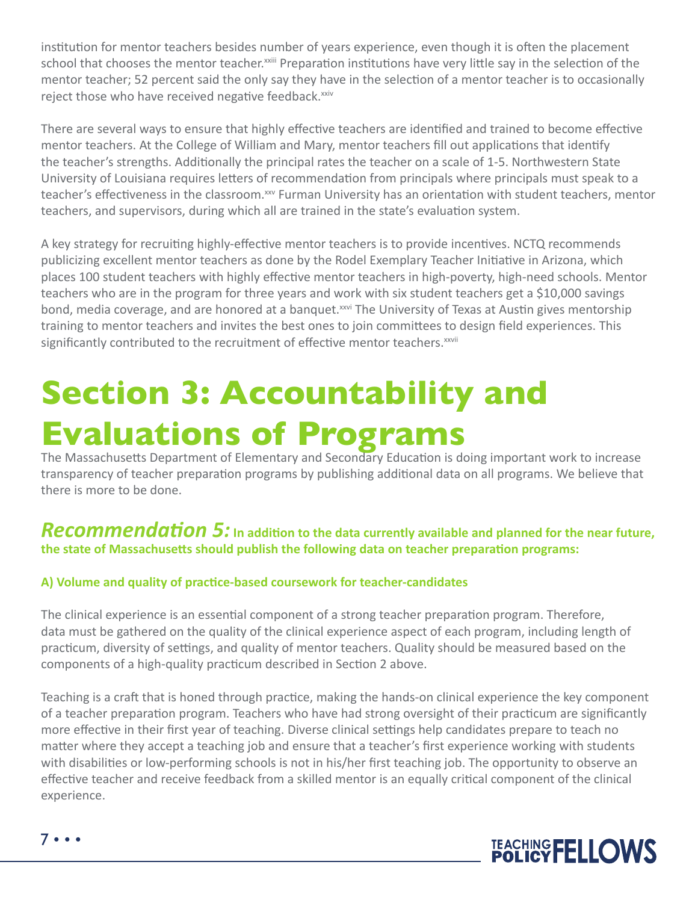institution for mentor teachers besides number of years experience, even though it is often the placement school that chooses the mentor teacher.[xxiii] Preparation institutions have very little say in the selection of the mentor teacher; 52 percent said the only say they have in the selection of a mentor teacher is to occasionally reject those who have received negative feedback.[xxiv]

There are several ways to ensure that highly effective teachers are identified and trained to become effective mentor teachers. At the College of William and Mary, mentor teachers fill out applications that identify the teacher's strengths. Additionally the principal rates the teacher on a scale of 1-5. Northwestern State University of Louisiana requires letters of recommendation from principals where principals must speak to a teacher's effectiveness in the classroom.[xxv] Furman University has an orientation with student teachers, mentor teachers, and supervisors, during which all are trained in the state's evaluation system.

A key strategy for recruiting highly-effective mentor teachers is to provide incentives. NCTQ recommends publicizing excellent mentor teachers as done by the Rodel Exemplary Teacher Initiative in Arizona, which places 100 student teachers with highly effective mentor teachers in high-poverty, high-need schools. Mentor teachers who are in the program for three years and work with six student teachers get a $10,000 savings bond, media coverage, and are honored at a banquet.[xxvi] The University of Texas at Austin gives mentorship training to mentor teachers and invites the best ones to join committees to design field experiences. This significantly contributed to the recruitment of effective mentor teachers.[xxvii]

# Section 3: Accountability and Evaluations of Programs

The Massachusetts Department of Elementary and Secondary Education is doing important work to increase transparency of teacher preparation programs by publishing additional data on all programs. We believe that there is more to be done.

## *Recommendation 5:* In addition to the data currently available and planned for the near future, the state of Massachusetts should publish the following data on teacher preparation programs:

### A) Volume and quality of practice-based coursework for teacher-candidates

The clinical experience is an essential component of a strong teacher preparation program. Therefore, data must be gathered on the quality of the clinical experience aspect of each program, including length of practicum, diversity of settings, and quality of mentor teachers. Quality should be measured based on the components of a high-quality practicum described in Section 2 above.

Teaching is a craft that is honed through practice, making the hands-on clinical experience the key component of a teacher preparation program. Teachers who have had strong oversight of their practicum are significantly more effective in their first year of teaching. Diverse clinical settings help candidates prepare to teach no matter where they accept a teaching job and ensure that a teacher's first experience working with students with disabilities or low-performing schools is not in his/her first teaching job. The opportunity to observe an effective teacher and receive feedback from a skilled mentor is an equally critical component of the clinical experience.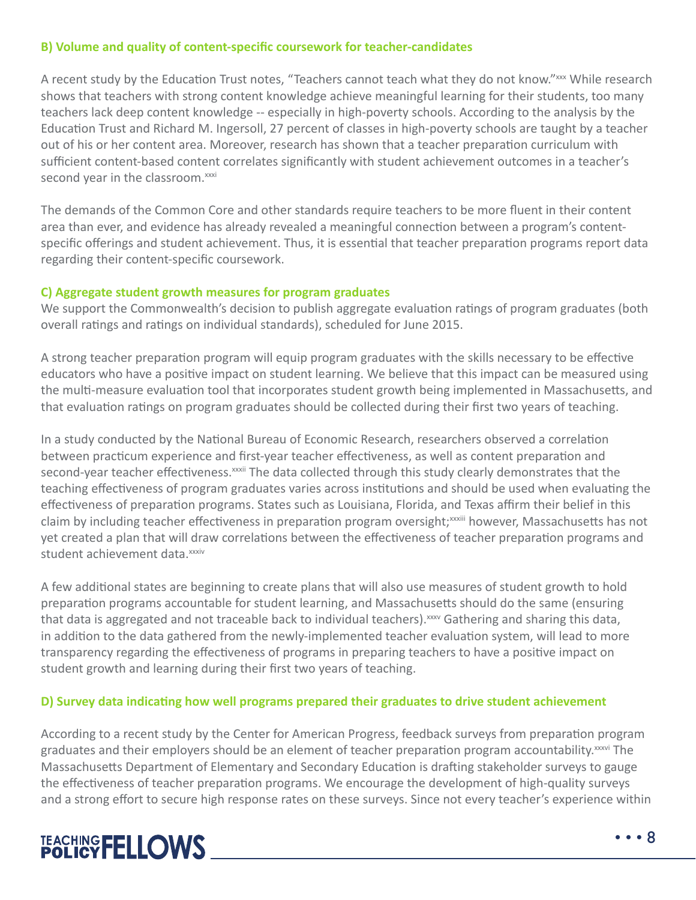### B) Volume and quality of content-specific coursework for teacher-candidates

A recent study by the Education Trust notes, "Teachers cannot teach what they do not know."[xxx] While research shows that teachers with strong content knowledge achieve meaningful learning for their students, too many teachers lack deep content knowledge -- especially in high-poverty schools. According to the analysis by the Education Trust and Richard M. Ingersoll, 27 percent of classes in high-poverty schools are taught by a teacher out of his or her content area. Moreover, research has shown that a teacher preparation curriculum with sufficient content-based content correlates significantly with student achievement outcomes in a teacher's second year in the classroom.[xxxi]

The demands of the Common Core and other standards require teachers to be more fluent in their content area than ever, and evidence has already revealed a meaningful connection between a program's content-specific offerings and student achievement. Thus, it is essential that teacher preparation programs report data regarding their content-specific coursework.

### C) Aggregate student growth measures for program graduates

We support the Commonwealth's decision to publish aggregate evaluation ratings of program graduates (both overall ratings and ratings on individual standards), scheduled for June 2015.

A strong teacher preparation program will equip program graduates with the skills necessary to be effective educators who have a positive impact on student learning. We believe that this impact can be measured using the multi-measure evaluation tool that incorporates student growth being implemented in Massachusetts, and that evaluation ratings on program graduates should be collected during their first two years of teaching.

In a study conducted by the National Bureau of Economic Research, researchers observed a correlation between practicum experience and first-year teacher effectiveness, as well as content preparation and second-year teacher effectiveness.[xxxii] The data collected through this study clearly demonstrates that the teaching effectiveness of program graduates varies across institutions and should be used when evaluating the effectiveness of preparation programs. States such as Louisiana, Florida, and Texas affirm their belief in this claim by including teacher effectiveness in preparation program oversight;[xxxiii] however, Massachusetts has not yet created a plan that will draw correlations between the effectiveness of teacher preparation programs and student achievement data.[xxxiv]

A few additional states are beginning to create plans that will also use measures of student growth to hold preparation programs accountable for student learning, and Massachusetts should do the same (ensuring that data is aggregated and not traceable back to individual teachers).[xxxv] Gathering and sharing this data, in addition to the data gathered from the newly-implemented teacher evaluation system, will lead to more transparency regarding the effectiveness of programs in preparing teachers to have a positive impact on student growth and learning during their first two years of teaching.

### D) Survey data indicating how well programs prepared their graduates to drive student achievement

According to a recent study by the Center for American Progress, feedback surveys from preparation program graduates and their employers should be an element of teacher preparation program accountability.[xxxvi] The Massachusetts Department of Elementary and Secondary Education is drafting stakeholder surveys to gauge the effectiveness of teacher preparation programs. We encourage the development of high-quality surveys and a strong effort to secure high response rates on these surveys. Since not every teacher's experience within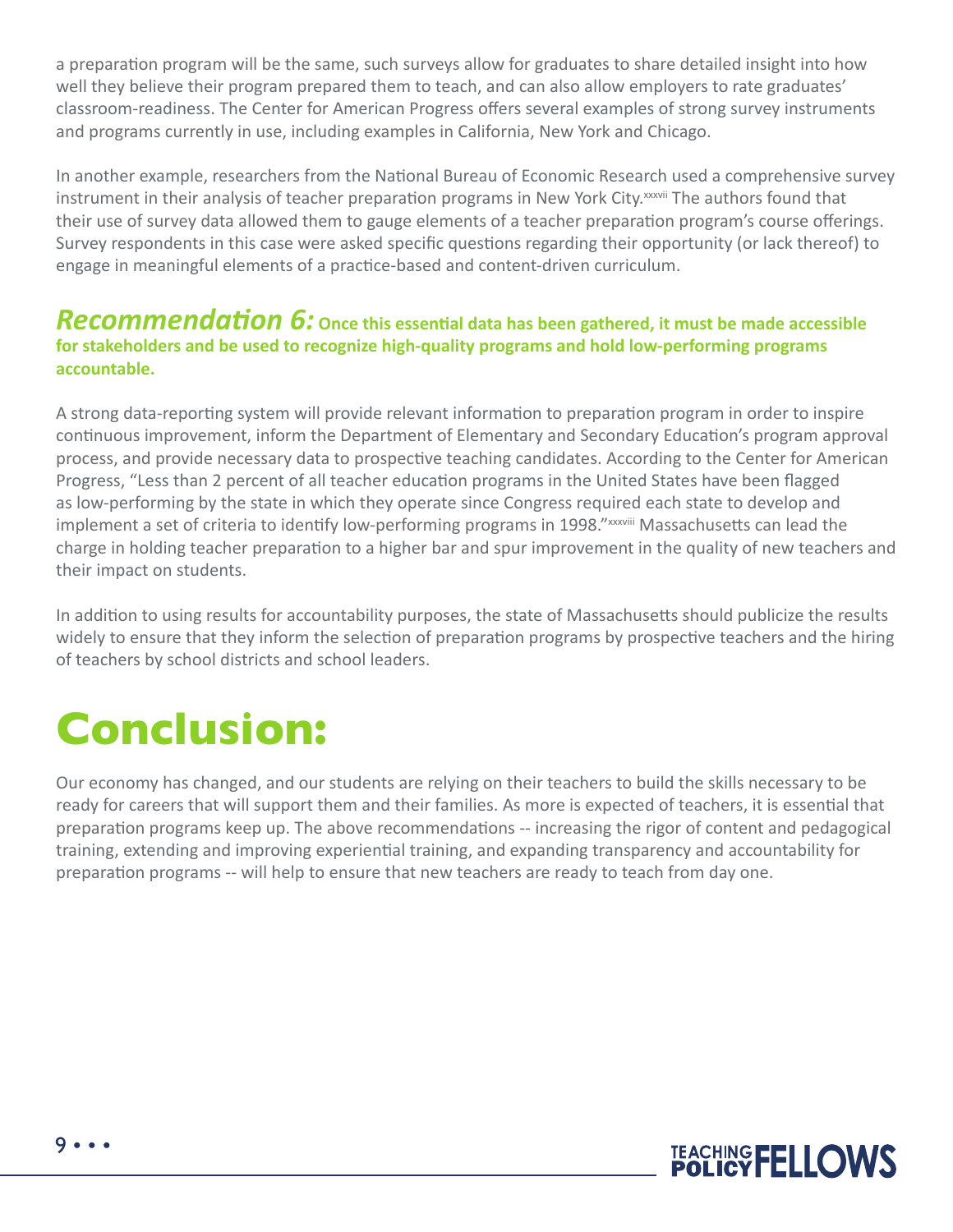a preparation program will be the same, such surveys allow for graduates to share detailed insight into how well they believe their program prepared them to teach, and can also allow employers to rate graduates' classroom-readiness. The Center for American Progress offers several examples of strong survey instruments and programs currently in use, including examples in California, New York and Chicago.

In another example, researchers from the National Bureau of Economic Research used a comprehensive survey instrument in their analysis of teacher preparation programs in New York City.[xxxvii] The authors found that their use of survey data allowed them to gauge elements of a teacher preparation program's course offerings. Survey respondents in this case were asked specific questions regarding their opportunity (or lack thereof) to engage in meaningful elements of a practice-based and content-driven curriculum.

### *Recommendation 6:* **Once this essential data has been gathered, it must be made accessible for stakeholders and be used to recognize high-quality programs and hold low-performing programs accountable.**

A strong data-reporting system will provide relevant information to preparation program in order to inspire continuous improvement, inform the Department of Elementary and Secondary Education's program approval process, and provide necessary data to prospective teaching candidates. According to the Center for American Progress, "Less than 2 percent of all teacher education programs in the United States have been flagged as low-performing by the state in which they operate since Congress required each state to develop and implement a set of criteria to identify low-performing programs in 1998."[xxxviii] Massachusetts can lead the charge in holding teacher preparation to a higher bar and spur improvement in the quality of new teachers and their impact on students.

In addition to using results for accountability purposes, the state of Massachusetts should publicize the results widely to ensure that they inform the selection of preparation programs by prospective teachers and the hiring of teachers by school districts and school leaders.

# Conclusion:

Our economy has changed, and our students are relying on their teachers to build the skills necessary to be ready for careers that will support them and their families. As more is expected of teachers, it is essential that preparation programs keep up. The above recommendations -- increasing the rigor of content and pedagogical training, extending and improving experiential training, and expanding transparency and accountability for preparation programs -- will help to ensure that new teachers are ready to teach from day one.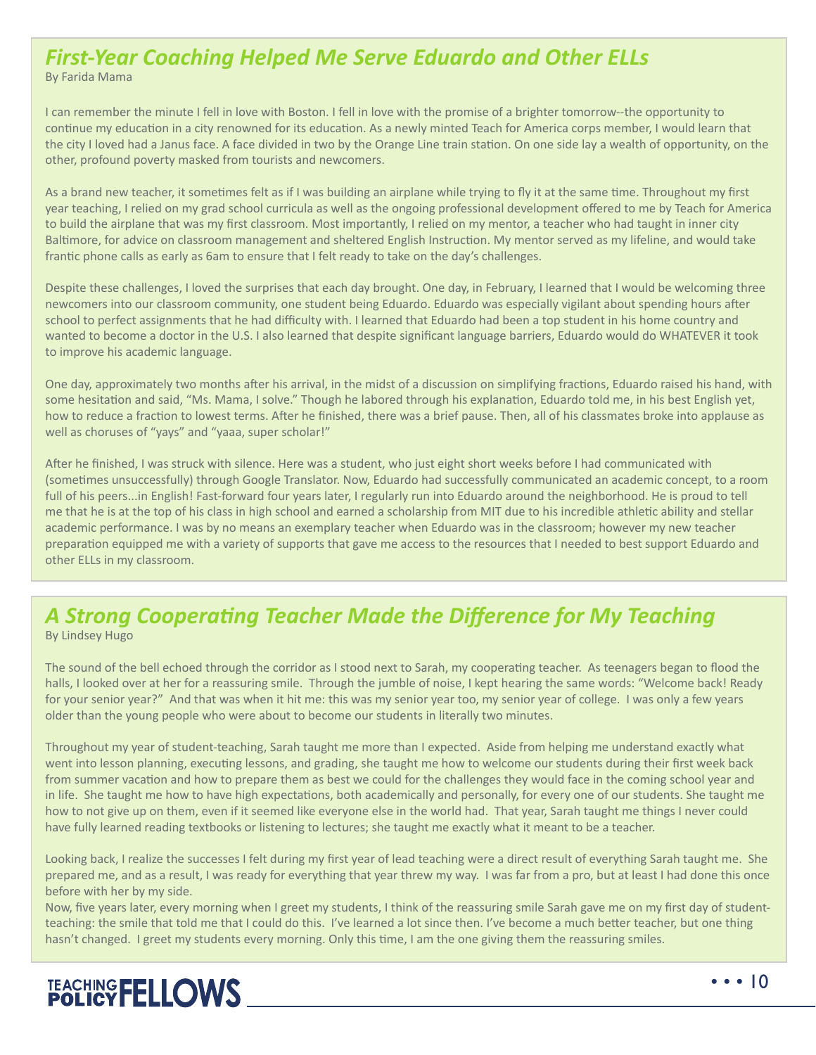## *First-Year Coaching Helped Me Serve Eduardo and Other ELLs*

By Farida Mama

I can remember the minute I fell in love with Boston. I fell in love with the promise of a brighter tomorrow--the opportunity to continue my education in a city renowned for its education. As a newly minted Teach for America corps member, I would learn that the city I loved had a Janus face. A face divided in two by the Orange Line train station. On one side lay a wealth of opportunity, on the other, profound poverty masked from tourists and newcomers.

As a brand new teacher, it sometimes felt as if I was building an airplane while trying to fly it at the same time. Throughout my first year teaching, I relied on my grad school curricula as well as the ongoing professional development offered to me by Teach for America to build the airplane that was my first classroom. Most importantly, I relied on my mentor, a teacher who had taught in inner city Baltimore, for advice on classroom management and sheltered English Instruction. My mentor served as my lifeline, and would take frantic phone calls as early as 6am to ensure that I felt ready to take on the day's challenges.

Despite these challenges, I loved the surprises that each day brought. One day, in February, I learned that I would be welcoming three newcomers into our classroom community, one student being Eduardo. Eduardo was especially vigilant about spending hours after school to perfect assignments that he had difficulty with. I learned that Eduardo had been a top student in his home country and wanted to become a doctor in the U.S. I also learned that despite significant language barriers, Eduardo would do WHATEVER it took to improve his academic language.

One day, approximately two months after his arrival, in the midst of a discussion on simplifying fractions, Eduardo raised his hand, with some hesitation and said, "Ms. Mama, I solve." Though he labored through his explanation, Eduardo told me, in his best English yet, how to reduce a fraction to lowest terms. After he finished, there was a brief pause. Then, all of his classmates broke into applause as well as choruses of "yays" and "yaaa, super scholar!"

After he finished, I was struck with silence. Here was a student, who just eight short weeks before I had communicated with (sometimes unsuccessfully) through Google Translator. Now, Eduardo had successfully communicated an academic concept, to a room full of his peers...in English! Fast-forward four years later, I regularly run into Eduardo around the neighborhood. He is proud to tell me that he is at the top of his class in high school and earned a scholarship from MIT due to his incredible athletic ability and stellar academic performance. I was by no means an exemplary teacher when Eduardo was in the classroom; however my new teacher preparation equipped me with a variety of supports that gave me access to the resources that I needed to best support Eduardo and other ELLs in my classroom.

## *A Strong Cooperating Teacher Made the Difference for My Teaching*

By Lindsey Hugo

The sound of the bell echoed through the corridor as I stood next to Sarah, my cooperating teacher. As teenagers began to flood the halls, I looked over at her for a reassuring smile. Through the jumble of noise, I kept hearing the same words: "Welcome back! Ready for your senior year?" And that was when it hit me: this was my senior year too, my senior year of college. I was only a few years older than the young people who were about to become our students in literally two minutes.

Throughout my year of student-teaching, Sarah taught me more than I expected. Aside from helping me understand exactly what went into lesson planning, executing lessons, and grading, she taught me how to welcome our students during their first week back from summer vacation and how to prepare them as best we could for the challenges they would face in the coming school year and in life. She taught me how to have high expectations, both academically and personally, for every one of our students. She taught me how to not give up on them, even if it seemed like everyone else in the world had. That year, Sarah taught me things I never could have fully learned reading textbooks or listening to lectures; she taught me exactly what it meant to be a teacher.

Looking back, I realize the successes I felt during my first year of lead teaching were a direct result of everything Sarah taught me. She prepared me, and as a result, I was ready for everything that year threw my way. I was far from a pro, but at least I had done this once before with her by my side.

Now, five years later, every morning when I greet my students, I think of the reassuring smile Sarah gave me on my first day of student-teaching: the smile that told me that I could do this. I've learned a lot since then. I've become a much better teacher, but one thing hasn't changed. I greet my students every morning. Only this time, I am the one giving them the reassuring smiles.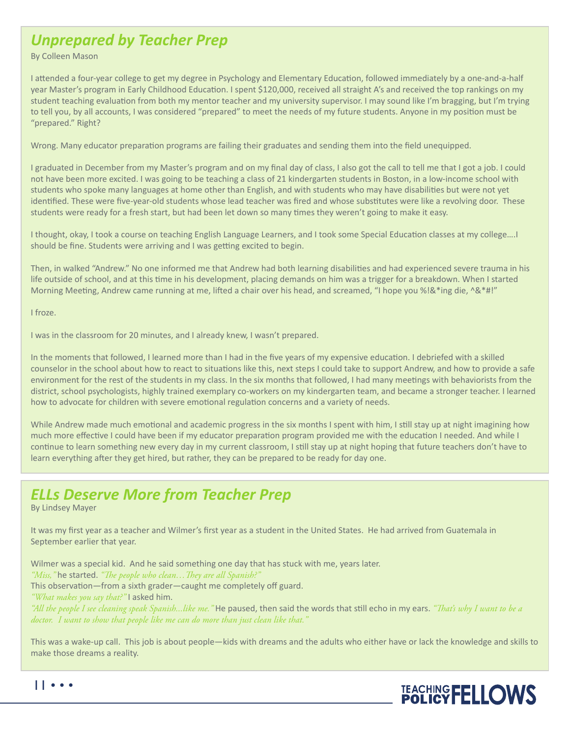## *Unprepared by Teacher Prep*

By Colleen Mason

I attended a four-year college to get my degree in Psychology and Elementary Education, followed immediately by a one-and-a-half year Master's program in Early Childhood Education. I spent $120,000, received all straight A's and received the top rankings on my student teaching evaluation from both my mentor teacher and my university supervisor. I may sound like I'm bragging, but I'm trying to tell you, by all accounts, I was considered "prepared" to meet the needs of my future students. Anyone in my position must be "prepared." Right?

Wrong. Many educator preparation programs are failing their graduates and sending them into the field unequipped.

I graduated in December from my Master's program and on my final day of class, I also got the call to tell me that I got a job. I could not have been more excited. I was going to be teaching a class of 21 kindergarten students in Boston, in a low-income school with students who spoke many languages at home other than English, and with students who may have disabilities but were not yet identified. These were five-year-old students whose lead teacher was fired and whose substitutes were like a revolving door. These students were ready for a fresh start, but had been let down so many times they weren't going to make it easy.

I thought, okay, I took a course on teaching English Language Learners, and I took some Special Education classes at my college….I should be fine. Students were arriving and I was getting excited to begin.

Then, in walked "Andrew." No one informed me that Andrew had both learning disabilities and had experienced severe trauma in his life outside of school, and at this time in his development, placing demands on him was a trigger for a breakdown. When I started Morning Meeting, Andrew came running at me, lifted a chair over his head, and screamed, "I hope you %!&*ing die, ^&*#!"

I froze.

I was in the classroom for 20 minutes, and I already knew, I wasn't prepared.

In the moments that followed, I learned more than I had in the five years of my expensive education. I debriefed with a skilled counselor in the school about how to react to situations like this, next steps I could take to support Andrew, and how to provide a safe environment for the rest of the students in my class. In the six months that followed, I had many meetings with behaviorists from the district, school psychologists, highly trained exemplary co-workers on my kindergarten team, and became a stronger teacher. I learned how to advocate for children with severe emotional regulation concerns and a variety of needs.

While Andrew made much emotional and academic progress in the six months I spent with him, I still stay up at night imagining how much more effective I could have been if my educator preparation program provided me with the education I needed. And while I continue to learn something new every day in my current classroom, I still stay up at night hoping that future teachers don't have to learn everything after they get hired, but rather, they can be prepared to be ready for day one.

## *ELLs Deserve More from Teacher Prep*

By Lindsey Mayer

It was my first year as a teacher and Wilmer's first year as a student in the United States. He had arrived from Guatemala in September earlier that year.

Wilmer was a special kid. And he said something one day that has stuck with me, years later.
*"Miss,"* he started. *"The people who clean…They are all Spanish?"*
This observation—from a sixth grader—caught me completely off guard.
*"What makes you say that?"* I asked him.
*"All the people I see cleaning speak Spanish...like me."* He paused, then said the words that still echo in my ears. *"That's why I want to be a doctor. I want to show that people like me can do more than just clean like that."*

This was a wake-up call. This job is about people—kids with dreams and the adults who either have or lack the knowledge and skills to make those dreams a reality.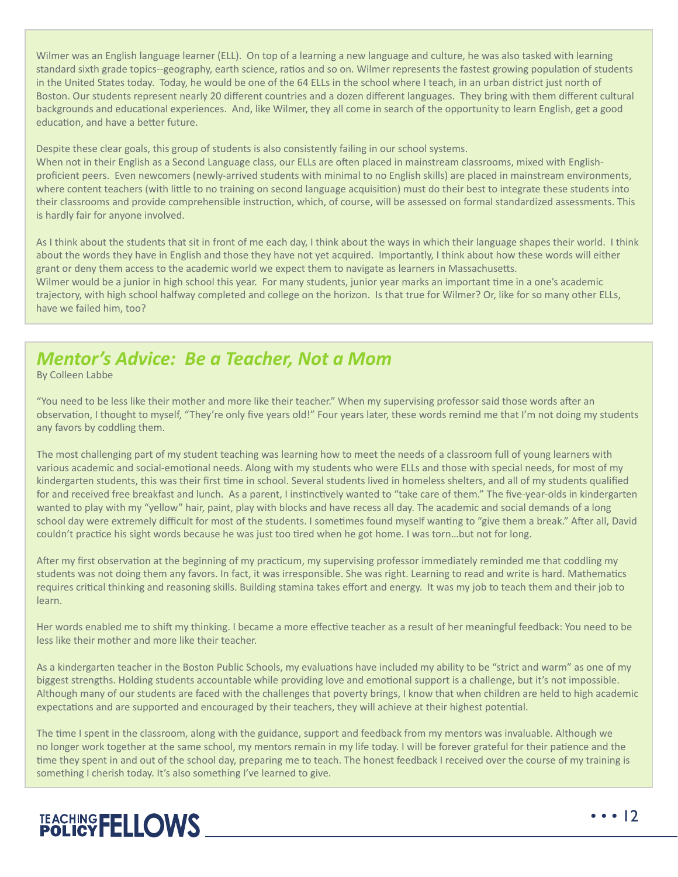Wilmer was an English language learner (ELL). On top of a learning a new language and culture, he was also tasked with learning standard sixth grade topics--geography, earth science, ratios and so on. Wilmer represents the fastest growing population of students in the United States today. Today, he would be one of the 64 ELLs in the school where I teach, in an urban district just north of Boston. Our students represent nearly 20 different countries and a dozen different languages. They bring with them different cultural backgrounds and educational experiences. And, like Wilmer, they all come in search of the opportunity to learn English, get a good education, and have a better future.

Despite these clear goals, this group of students is also consistently failing in our school systems.

When not in their English as a Second Language class, our ELLs are often placed in mainstream classrooms, mixed with English-proficient peers. Even newcomers (newly-arrived students with minimal to no English skills) are placed in mainstream environments, where content teachers (with little to no training on second language acquisition) must do their best to integrate these students into their classrooms and provide comprehensible instruction, which, of course, will be assessed on formal standardized assessments. This is hardly fair for anyone involved.

As I think about the students that sit in front of me each day, I think about the ways in which their language shapes their world. I think about the words they have in English and those they have not yet acquired. Importantly, I think about how these words will either grant or deny them access to the academic world we expect them to navigate as learners in Massachusetts.

Wilmer would be a junior in high school this year. For many students, junior year marks an important time in a one's academic trajectory, with high school halfway completed and college on the horizon. Is that true for Wilmer? Or, like for so many other ELLs, have we failed him, too?

## *Mentor's Advice: Be a Teacher, Not a Mom*

By Colleen Labbe

"You need to be less like their mother and more like their teacher." When my supervising professor said those words after an observation, I thought to myself, "They're only five years old!" Four years later, these words remind me that I'm not doing my students any favors by coddling them.

The most challenging part of my student teaching was learning how to meet the needs of a classroom full of young learners with various academic and social-emotional needs. Along with my students who were ELLs and those with special needs, for most of my kindergarten students, this was their first time in school. Several students lived in homeless shelters, and all of my students qualified for and received free breakfast and lunch. As a parent, I instinctively wanted to "take care of them." The five-year-olds in kindergarten wanted to play with my "yellow" hair, paint, play with blocks and have recess all day. The academic and social demands of a long school day were extremely difficult for most of the students. I sometimes found myself wanting to "give them a break." After all, David couldn't practice his sight words because he was just too tired when he got home. I was torn…but not for long.

After my first observation at the beginning of my practicum, my supervising professor immediately reminded me that coddling my students was not doing them any favors. In fact, it was irresponsible. She was right. Learning to read and write is hard. Mathematics requires critical thinking and reasoning skills. Building stamina takes effort and energy. It was my job to teach them and their job to learn.

Her words enabled me to shift my thinking. I became a more effective teacher as a result of her meaningful feedback: You need to be less like their mother and more like their teacher.

As a kindergarten teacher in the Boston Public Schools, my evaluations have included my ability to be "strict and warm" as one of my biggest strengths. Holding students accountable while providing love and emotional support is a challenge, but it's not impossible. Although many of our students are faced with the challenges that poverty brings, I know that when children are held to high academic expectations and are supported and encouraged by their teachers, they will achieve at their highest potential.

The time I spent in the classroom, along with the guidance, support and feedback from my mentors was invaluable. Although we no longer work together at the same school, my mentors remain in my life today. I will be forever grateful for their patience and the time they spent in and out of the school day, preparing me to teach. The honest feedback I received over the course of my training is something I cherish today. It's also something I've learned to give.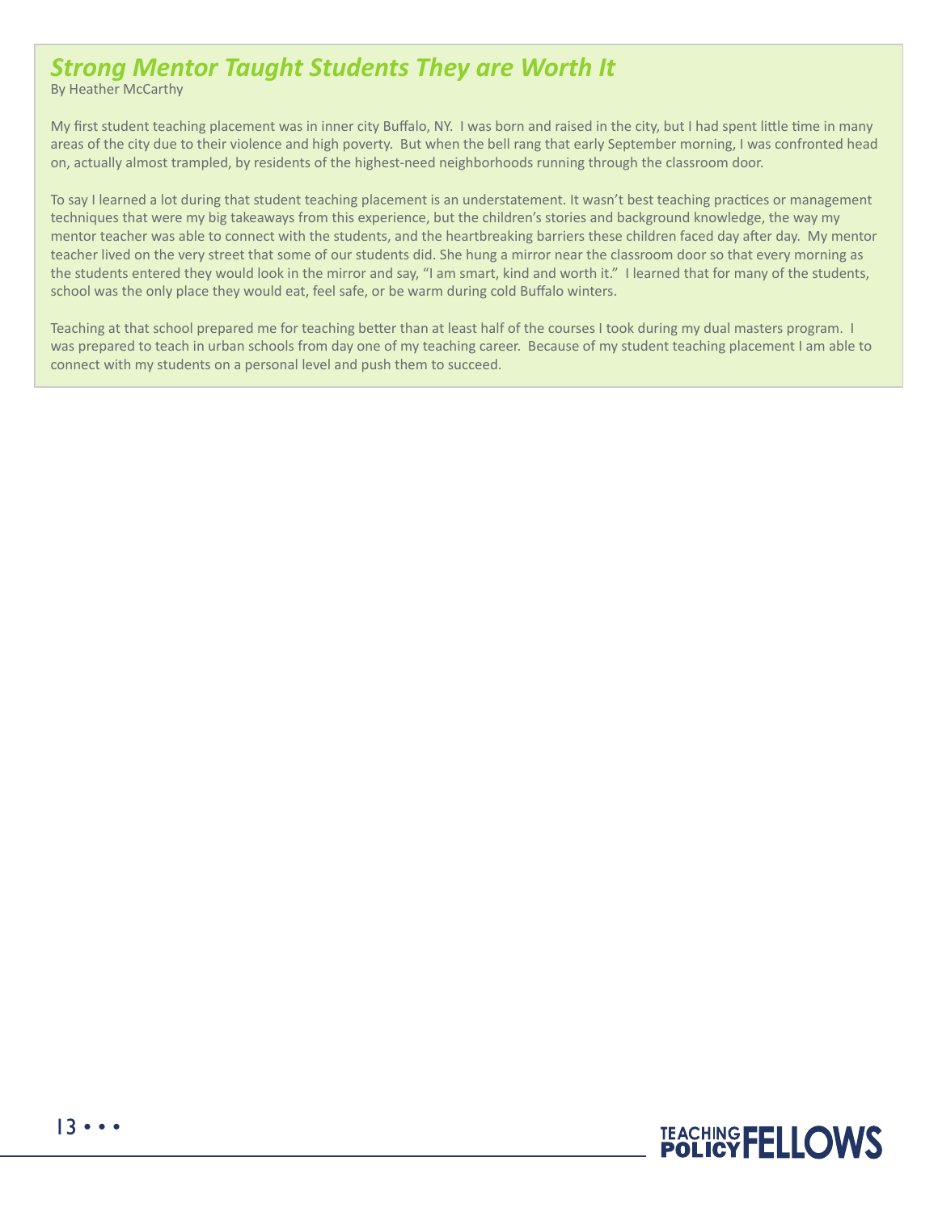## *Strong Mentor Taught Students They are Worth It*

By Heather McCarthy

My first student teaching placement was in inner city Buffalo, NY. I was born and raised in the city, but I had spent little time in many areas of the city due to their violence and high poverty. But when the bell rang that early September morning, I was confronted head on, actually almost trampled, by residents of the highest-need neighborhoods running through the classroom door.

To say I learned a lot during that student teaching placement is an understatement. It wasn't best teaching practices or management techniques that were my big takeaways from this experience, but the children's stories and background knowledge, the way my mentor teacher was able to connect with the students, and the heartbreaking barriers these children faced day after day. My mentor teacher lived on the very street that some of our students did. She hung a mirror near the classroom door so that every morning as the students entered they would look in the mirror and say, "I am smart, kind and worth it." I learned that for many of the students, school was the only place they would eat, feel safe, or be warm during cold Buffalo winters.

Teaching at that school prepared me for teaching better than at least half of the courses I took during my dual masters program. I was prepared to teach in urban schools from day one of my teaching career. Because of my student teaching placement I am able to connect with my students on a personal level and push them to succeed.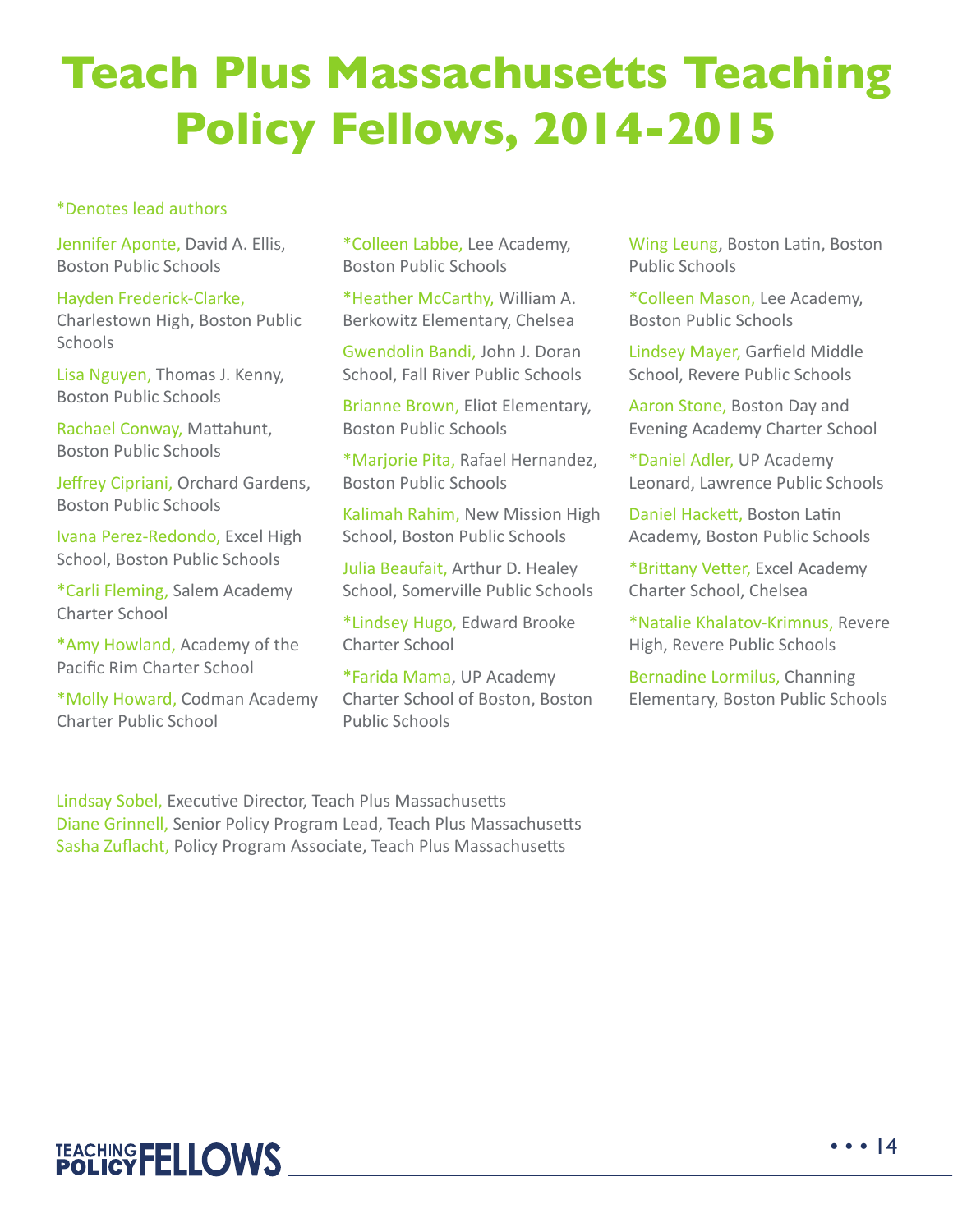# Teach Plus Massachusetts Teaching Policy Fellows, 2014-2015

*Denotes lead authors

Jennifer Aponte, David A. Ellis, Boston Public Schools

Hayden Frederick-Clarke, Charlestown High, Boston Public Schools

Lisa Nguyen, Thomas J. Kenny, Boston Public Schools

Rachael Conway, Mattahunt, Boston Public Schools

Jeffrey Cipriani, Orchard Gardens, Boston Public Schools

Ivana Perez-Redondo, Excel High School, Boston Public Schools

*Carli Fleming, Salem Academy Charter School

*Amy Howland, Academy of the Pacific Rim Charter School

*Molly Howard, Codman Academy Charter Public School

*Colleen Labbe, Lee Academy, Boston Public Schools

*Heather McCarthy, William A. Berkowitz Elementary, Chelsea

Gwendolin Bandi, John J. Doran School, Fall River Public Schools

Brianne Brown, Eliot Elementary, Boston Public Schools

*Marjorie Pita, Rafael Hernandez, Boston Public Schools

Kalimah Rahim, New Mission High School, Boston Public Schools

Julia Beaufait, Arthur D. Healey School, Somerville Public Schools

*Lindsey Hugo, Edward Brooke Charter School

*Farida Mama, UP Academy Charter School of Boston, Boston Public Schools

Wing Leung, Boston Latin, Boston Public Schools

*Colleen Mason, Lee Academy, Boston Public Schools

Lindsey Mayer, Garfield Middle School, Revere Public Schools

Aaron Stone, Boston Day and Evening Academy Charter School

*Daniel Adler, UP Academy Leonard, Lawrence Public Schools

Daniel Hackett, Boston Latin Academy, Boston Public Schools

*Brittany Vetter, Excel Academy Charter School, Chelsea

*Natalie Khalatov-Krimnus, Revere High, Revere Public Schools

Bernadine Lormilus, Channing Elementary, Boston Public Schools

Lindsay Sobel, Executive Director, Teach Plus Massachusetts
Diane Grinnell, Senior Policy Program Lead, Teach Plus Massachusetts
Sasha Zuflacht, Policy Program Associate, Teach Plus Massachusetts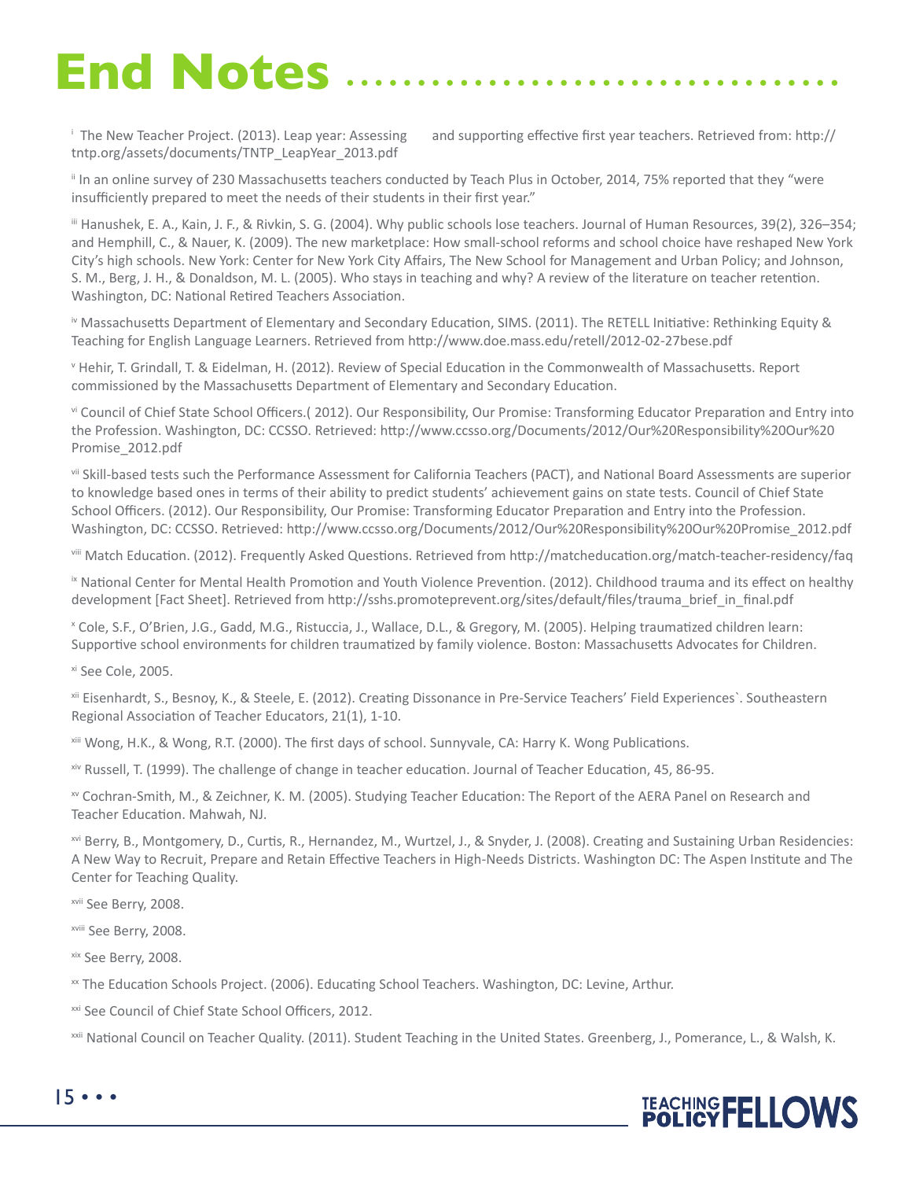# End Notes

[i] The New Teacher Project. (2013). Leap year: Assessing and supporting effective first year teachers. Retrieved from: http://tntp.org/assets/documents/TNTP_LeapYear_2013.pdf

[ii] In an online survey of 230 Massachusetts teachers conducted by Teach Plus in October, 2014, 75% reported that they "were insufficiently prepared to meet the needs of their students in their first year."

[iii] Hanushek, E. A., Kain, J. F., & Rivkin, S. G. (2004). Why public schools lose teachers. Journal of Human Resources, 39(2), 326–354; and Hemphill, C., & Nauer, K. (2009). The new marketplace: How small-school reforms and school choice have reshaped New York City's high schools. New York: Center for New York City Affairs, The New School for Management and Urban Policy; and Johnson, S. M., Berg, J. H., & Donaldson, M. L. (2005). Who stays in teaching and why? A review of the literature on teacher retention. Washington, DC: National Retired Teachers Association.

[iv] Massachusetts Department of Elementary and Secondary Education, SIMS. (2011). The RETELL Initiative: Rethinking Equity & Teaching for English Language Learners. Retrieved from http://www.doe.mass.edu/retell/2012-02-27bese.pdf

[v] Hehir, T. Grindall, T. & Eidelman, H. (2012). Review of Special Education in the Commonwealth of Massachusetts. Report commissioned by the Massachusetts Department of Elementary and Secondary Education.

[vi] Council of Chief State School Officers.( 2012). Our Responsibility, Our Promise: Transforming Educator Preparation and Entry into the Profession. Washington, DC: CCSSO. Retrieved: http://www.ccsso.org/Documents/2012/Our%20Responsibility%20Our%20Promise_2012.pdf

[vii] Skill-based tests such the Performance Assessment for California Teachers (PACT), and National Board Assessments are superior to knowledge based ones in terms of their ability to predict students' achievement gains on state tests. Council of Chief State School Officers. (2012). Our Responsibility, Our Promise: Transforming Educator Preparation and Entry into the Profession. Washington, DC: CCSSO. Retrieved: http://www.ccsso.org/Documents/2012/Our%20Responsibility%20Our%20Promise_2012.pdf

[viii] Match Education. (2012). Frequently Asked Questions. Retrieved from http://matcheducation.org/match-teacher-residency/faq

[ix] National Center for Mental Health Promotion and Youth Violence Prevention. (2012). Childhood trauma and its effect on healthy development [Fact Sheet]. Retrieved from http://sshs.promoteprevent.org/sites/default/files/trauma_brief_in_final.pdf

[x] Cole, S.F., O'Brien, J.G., Gadd, M.G., Ristuccia, J., Wallace, D.L., & Gregory, M. (2005). Helping traumatized children learn: Supportive school environments for children traumatized by family violence. Boston: Massachusetts Advocates for Children.

[xi] See Cole, 2005.

[xii] Eisenhardt, S., Besnoy, K., & Steele, E. (2012). Creating Dissonance in Pre-Service Teachers' Field Experiences`. Southeastern Regional Association of Teacher Educators, 21(1), 1-10.

[xiii] Wong, H.K., & Wong, R.T. (2000). The first days of school. Sunnyvale, CA: Harry K. Wong Publications.

[xiv] Russell, T. (1999). The challenge of change in teacher education. Journal of Teacher Education, 45, 86-95.

[xv] Cochran-Smith, M., & Zeichner, K. M. (2005). Studying Teacher Education: The Report of the AERA Panel on Research and Teacher Education. Mahwah, NJ.

[xvi] Berry, B., Montgomery, D., Curtis, R., Hernandez, M., Wurtzel, J., & Snyder, J. (2008). Creating and Sustaining Urban Residencies: A New Way to Recruit, Prepare and Retain Effective Teachers in High-Needs Districts. Washington DC: The Aspen Institute and The Center for Teaching Quality.

[xvii] See Berry, 2008.

[xviii] See Berry, 2008.

[xix] See Berry, 2008.

[xx] The Education Schools Project. (2006). Educating School Teachers. Washington, DC: Levine, Arthur.

[xxi] See Council of Chief State School Officers, 2012.

[xxii] National Council on Teacher Quality. (2011). Student Teaching in the United States. Greenberg, J., Pomerance, L., & Walsh, K.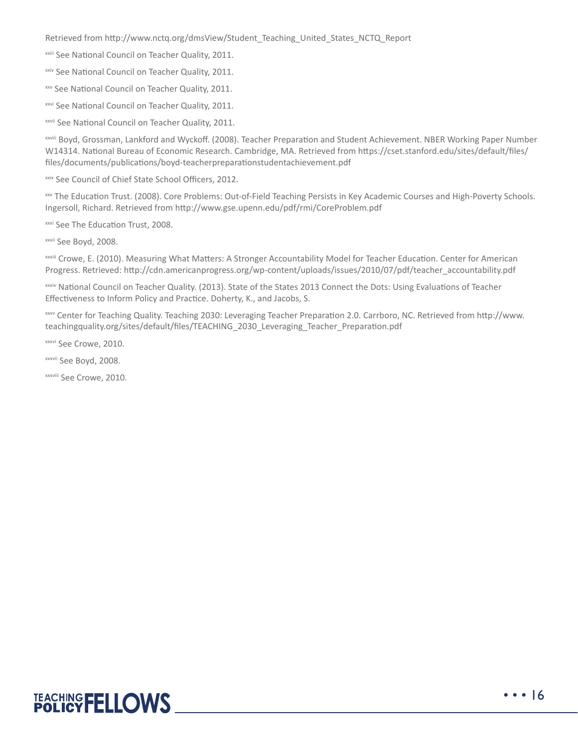Retrieved from http://www.nctq.org/dmsView/Student_Teaching_United_States_NCTQ_Report

[xxiii] See National Council on Teacher Quality, 2011.

[xxiv] See National Council on Teacher Quality, 2011.

[xxv] See National Council on Teacher Quality, 2011.

[xxvi] See National Council on Teacher Quality, 2011.

[xxvii] See National Council on Teacher Quality, 2011.

[xxviii] Boyd, Grossman, Lankford and Wyckoff. (2008). Teacher Preparation and Student Achievement. NBER Working Paper Number W14314. National Bureau of Economic Research. Cambridge, MA. Retrieved from https://cset.stanford.edu/sites/default/files/files/documents/publications/boyd-teacherpreparationstudentachievement.pdf

[xxix] See Council of Chief State School Officers, 2012.

[xxx] The Education Trust. (2008). Core Problems: Out-of-Field Teaching Persists in Key Academic Courses and High-Poverty Schools. Ingersoll, Richard. Retrieved from http://www.gse.upenn.edu/pdf/rmi/CoreProblem.pdf

[xxxi] See The Education Trust, 2008.

[xxxii] See Boyd, 2008.

[xxxiii] Crowe, E. (2010). Measuring What Matters: A Stronger Accountability Model for Teacher Education. Center for American Progress. Retrieved: http://cdn.americanprogress.org/wp-content/uploads/issues/2010/07/pdf/teacher_accountability.pdf

[xxxiv] National Council on Teacher Quality. (2013). State of the States 2013 Connect the Dots: Using Evaluations of Teacher Effectiveness to Inform Policy and Practice. Doherty, K., and Jacobs, S.

[xxxv] Center for Teaching Quality. Teaching 2030: Leveraging Teacher Preparation 2.0. Carrboro, NC. Retrieved from http://www.teachingquality.org/sites/default/files/TEACHING_2030_Leveraging_Teacher_Preparation.pdf

[xxxvi] See Crowe, 2010.

[xxxvii] See Boyd, 2008.

[xxxviii] See Crowe, 2010.